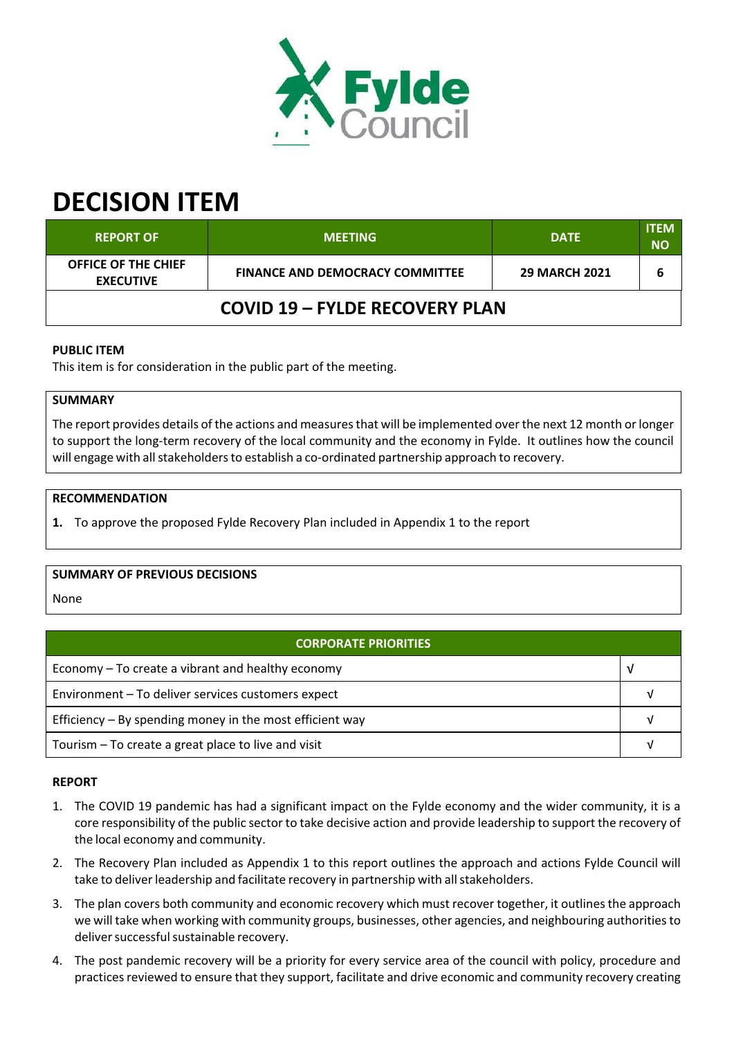# DECISION ITEM

| REPORT OF | MEETING | DATE | ITEM NO |
|---|---|---|---|
| OFFICE OF THE CHIEF EXECUTIVE | FINANCE AND DEMOCRACY COMMITTEE | 29 MARCH 2021 | 6 |

## COVID 19 – FYLDE RECOVERY PLAN

**PUBLIC ITEM**

This item is for consideration in the public part of the meeting.

**SUMMARY**

The report provides details of the actions and measures that will be implemented over the next 12 month or longer to support the long-term recovery of the local community and the economy in Fylde. It outlines how the council will engage with all stakeholders to establish a co-ordinated partnership approach to recovery.

**RECOMMENDATION**

1. To approve the proposed Fylde Recovery Plan included in Appendix 1 to the report

**SUMMARY OF PREVIOUS DECISIONS**

None

| CORPORATE PRIORITIES | |
|---|---|
| Economy – To create a vibrant and healthy economy | √ |
| Environment – To deliver services customers expect | √ |
| Efficiency – By spending money in the most efficient way | √ |
| Tourism – To create a great place to live and visit | √ |

**REPORT**

1. The COVID 19 pandemic has had a significant impact on the Fylde economy and the wider community, it is a core responsibility of the public sector to take decisive action and provide leadership to support the recovery of the local economy and community.
2. The Recovery Plan included as Appendix 1 to this report outlines the approach and actions Fylde Council will take to deliver leadership and facilitate recovery in partnership with all stakeholders.
3. The plan covers both community and economic recovery which must recover together, it outlines the approach we will take when working with community groups, businesses, other agencies, and neighbouring authorities to deliver successful sustainable recovery.
4. The post pandemic recovery will be a priority for every service area of the council with policy, procedure and practices reviewed to ensure that they support, facilitate and drive economic and community recovery creating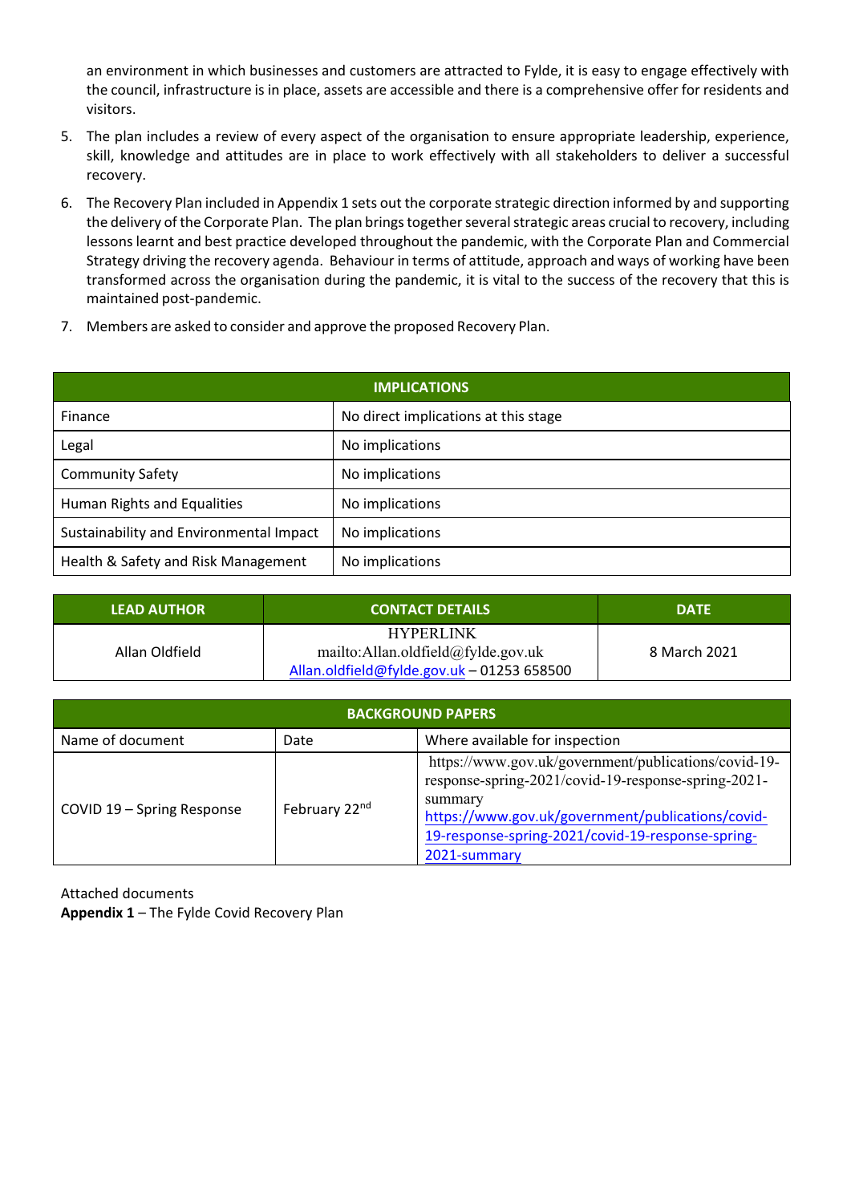an environment in which businesses and customers are attracted to Fylde, it is easy to engage effectively with the council, infrastructure is in place, assets are accessible and there is a comprehensive offer for residents and visitors.

5. The plan includes a review of every aspect of the organisation to ensure appropriate leadership, experience, skill, knowledge and attitudes are in place to work effectively with all stakeholders to deliver a successful recovery.

6. The Recovery Plan included in Appendix 1 sets out the corporate strategic direction informed by and supporting the delivery of the Corporate Plan. The plan brings together several strategic areas crucial to recovery, including lessons learnt and best practice developed throughout the pandemic, with the Corporate Plan and Commercial Strategy driving the recovery agenda. Behaviour in terms of attitude, approach and ways of working have been transformed across the organisation during the pandemic, it is vital to the success of the recovery that this is maintained post-pandemic.

7. Members are asked to consider and approve the proposed Recovery Plan.

| IMPLICATIONS | |
|---|---|
| Finance | No direct implications at this stage |
| Legal | No implications |
| Community Safety | No implications |
| Human Rights and Equalities | No implications |
| Sustainability and Environmental Impact | No implications |
| Health & Safety and Risk Management | No implications |

| LEAD AUTHOR | CONTACT DETAILS | DATE |
|---|---|---|
| Allan Oldfield | HYPERLINK mailto:Allan.oldfield@fylde.gov.uk Allan.oldfield@fylde.gov.uk – 01253 658500 | 8 March 2021 |

| BACKGROUND PAPERS | | |
|---|---|---|
| Name of document | Date | Where available for inspection |
| COVID 19 – Spring Response | February 22nd | https://www.gov.uk/government/publications/covid-19-response-spring-2021/covid-19-response-spring-2021-summary https://www.gov.uk/government/publications/covid-19-response-spring-2021/covid-19-response-spring-2021-summary |

Attached documents
**Appendix 1** – The Fylde Covid Recovery Plan